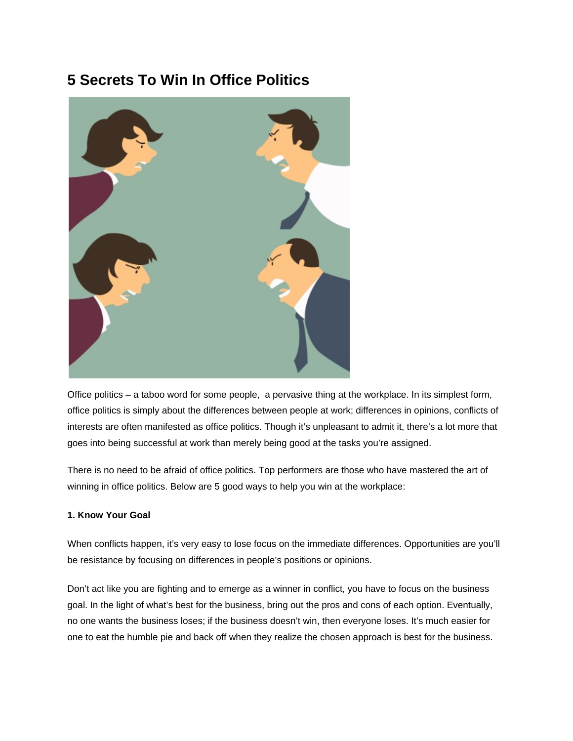# 5 Secrets To Win In Office Politics

Office politics – a taboo word for some people,  a pervasive thing at the workplace. In its simplest form, office politics is simply about the differences between people at work; differences in opinions, conflicts of interests are often manifested as office politics. Though it's unpleasant to admit it, there's a lot more that goes into being successful at work than merely being good at the tasks you're assigned.

There is no need to be afraid of office politics. Top performers are those who have mastered the art of winning in office politics. Below are 5 good ways to help you win at the workplace:

**1. Know Your Goal**

When conflicts happen, it's very easy to lose focus on the immediate differences. Opportunities are you'll be resistance by focusing on differences in people's positions or opinions.

Don't act like you are fighting and to emerge as a winner in conflict, you have to focus on the business goal. In the light of what's best for the business, bring out the pros and cons of each option. Eventually, no one wants the business loses; if the business doesn't win, then everyone loses. It's much easier for one to eat the humble pie and back off when they realize the chosen approach is best for the business.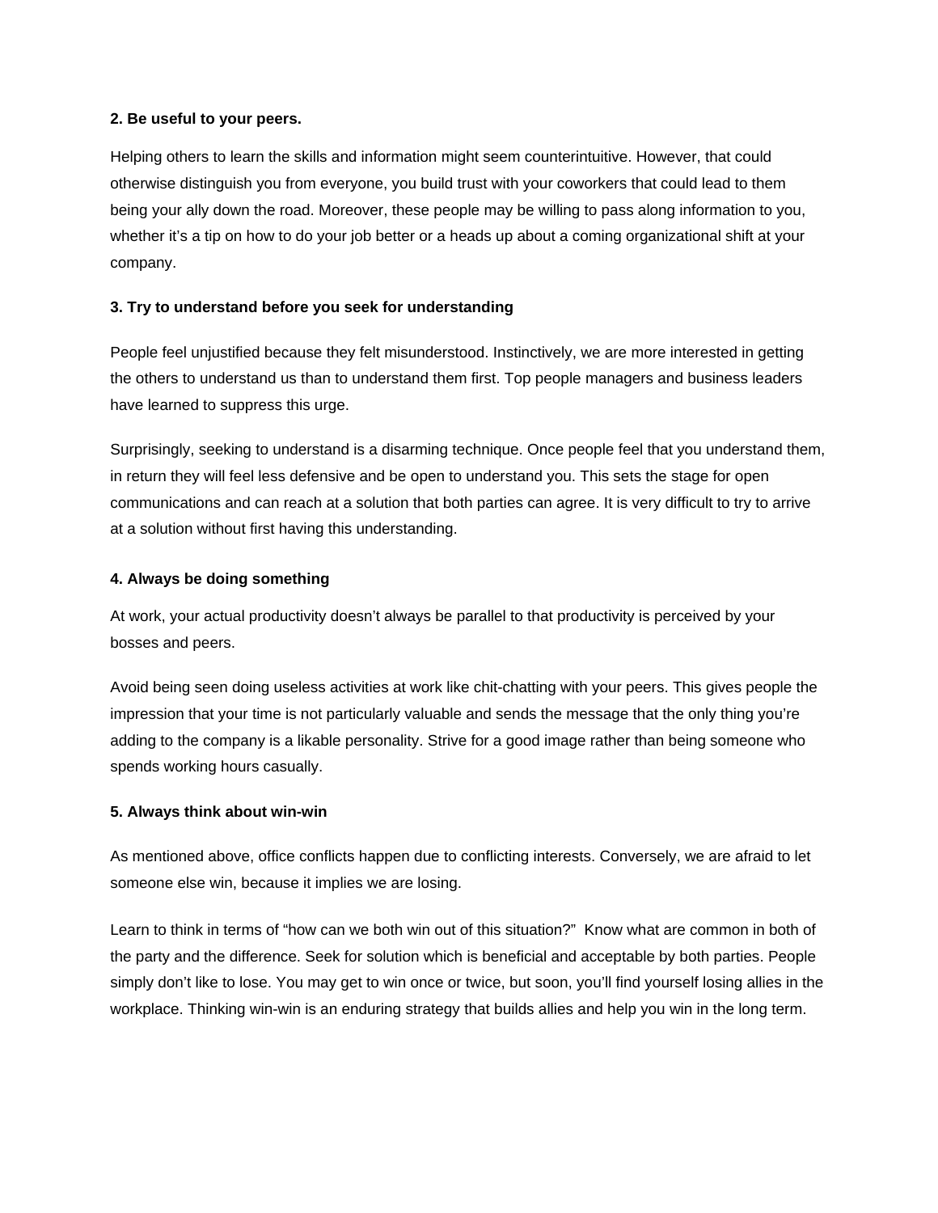**2. Be useful to your peers.**

Helping others to learn the skills and information might seem counterintuitive. However, that could otherwise distinguish you from everyone, you build trust with your coworkers that could lead to them being your ally down the road. Moreover, these people may be willing to pass along information to you, whether it's a tip on how to do your job better or a heads up about a coming organizational shift at your company.

**3. Try to understand before you seek for understanding**

People feel unjustified because they felt misunderstood. Instinctively, we are more interested in getting the others to understand us than to understand them first. Top people managers and business leaders have learned to suppress this urge.

Surprisingly, seeking to understand is a disarming technique. Once people feel that you understand them, in return they will feel less defensive and be open to understand you. This sets the stage for open communications and can reach at a solution that both parties can agree. It is very difficult to try to arrive at a solution without first having this understanding.

**4. Always be doing something**

At work, your actual productivity doesn't always be parallel to that productivity is perceived by your bosses and peers.

Avoid being seen doing useless activities at work like chit-chatting with your peers. This gives people the impression that your time is not particularly valuable and sends the message that the only thing you're adding to the company is a likable personality. Strive for a good image rather than being someone who spends working hours casually.

**5. Always think about win-win**

As mentioned above, office conflicts happen due to conflicting interests. Conversely, we are afraid to let someone else win, because it implies we are losing.

Learn to think in terms of "how can we both win out of this situation?" Know what are common in both of the party and the difference. Seek for solution which is beneficial and acceptable by both parties. People simply don't like to lose. You may get to win once or twice, but soon, you'll find yourself losing allies in the workplace. Thinking win-win is an enduring strategy that builds allies and help you win in the long term.